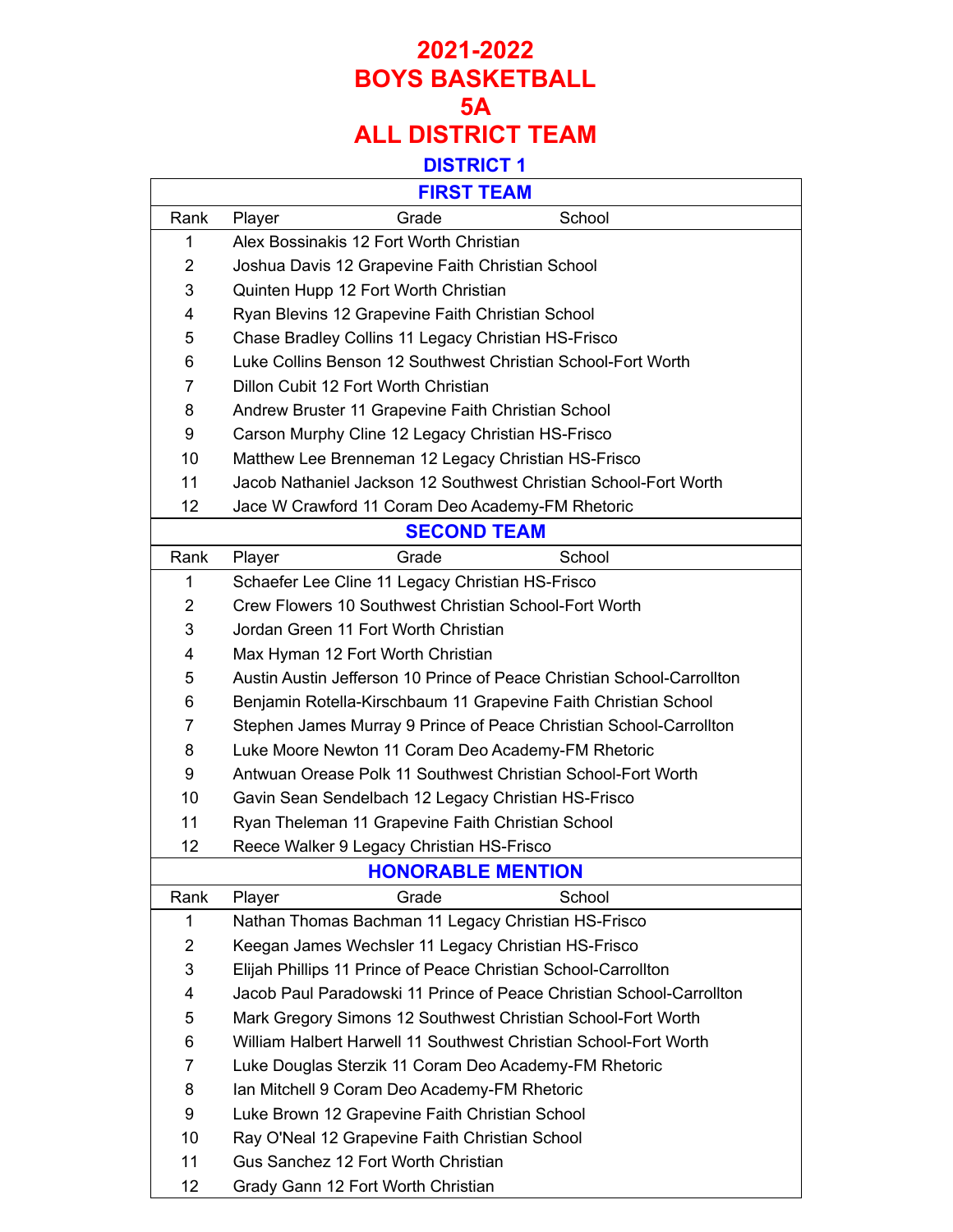# 2021-2022
# BOYS BASKETBALL
# 5A
# ALL DISTRICT TEAM

## DISTRICT 1

### FIRST TEAM

| Rank | Player | Grade | School |
|---|---|---|---|
| 1 | Alex Bossinakis | 12 | Fort Worth Christian |
| 2 | Joshua Davis | 12 | Grapevine Faith Christian School |
| 3 | Quinten Hupp | 12 | Fort Worth Christian |
| 4 | Ryan Blevins | 12 | Grapevine Faith Christian School |
| 5 | Chase Bradley Collins | 11 | Legacy Christian HS-Frisco |
| 6 | Luke Collins Benson | 12 | Southwest Christian School-Fort Worth |
| 7 | Dillon Cubit | 12 | Fort Worth Christian |
| 8 | Andrew Bruster | 11 | Grapevine Faith Christian School |
| 9 | Carson Murphy Cline | 12 | Legacy Christian HS-Frisco |
| 10 | Matthew Lee Brenneman | 12 | Legacy Christian HS-Frisco |
| 11 | Jacob Nathaniel Jackson | 12 | Southwest Christian School-Fort Worth |
| 12 | Jace W Crawford | 11 | Coram Deo Academy-FM Rhetoric |

### SECOND TEAM

| Rank | Player | Grade | School |
|---|---|---|---|
| 1 | Schaefer Lee Cline | 11 | Legacy Christian HS-Frisco |
| 2 | Crew Flowers | 10 | Southwest Christian School-Fort Worth |
| 3 | Jordan Green | 11 | Fort Worth Christian |
| 4 | Max Hyman | 12 | Fort Worth Christian |
| 5 | Austin Austin Jefferson | 10 | Prince of Peace Christian School-Carrollton |
| 6 | Benjamin Rotella-Kirschbaum | 11 | Grapevine Faith Christian School |
| 7 | Stephen James Murray | 9 | Prince of Peace Christian School-Carrollton |
| 8 | Luke Moore Newton | 11 | Coram Deo Academy-FM Rhetoric |
| 9 | Antwuan Orease Polk | 11 | Southwest Christian School-Fort Worth |
| 10 | Gavin Sean Sendelbach | 12 | Legacy Christian HS-Frisco |
| 11 | Ryan Theleman | 11 | Grapevine Faith Christian School |
| 12 | Reece Walker | 9 | Legacy Christian HS-Frisco |

### HONORABLE MENTION

| Rank | Player | Grade | School |
|---|---|---|---|
| 1 | Nathan Thomas Bachman | 11 | Legacy Christian HS-Frisco |
| 2 | Keegan James Wechsler | 11 | Legacy Christian HS-Frisco |
| 3 | Elijah Phillips | 11 | Prince of Peace Christian School-Carrollton |
| 4 | Jacob Paul Paradowski | 11 | Prince of Peace Christian School-Carrollton |
| 5 | Mark Gregory Simons | 12 | Southwest Christian School-Fort Worth |
| 6 | William Halbert Harwell | 11 | Southwest Christian School-Fort Worth |
| 7 | Luke Douglas Sterzik | 11 | Coram Deo Academy-FM Rhetoric |
| 8 | Ian Mitchell | 9 | Coram Deo Academy-FM Rhetoric |
| 9 | Luke Brown | 12 | Grapevine Faith Christian School |
| 10 | Ray O'Neal | 12 | Grapevine Faith Christian School |
| 11 | Gus Sanchez | 12 | Fort Worth Christian |
| 12 | Grady Gann | 12 | Fort Worth Christian |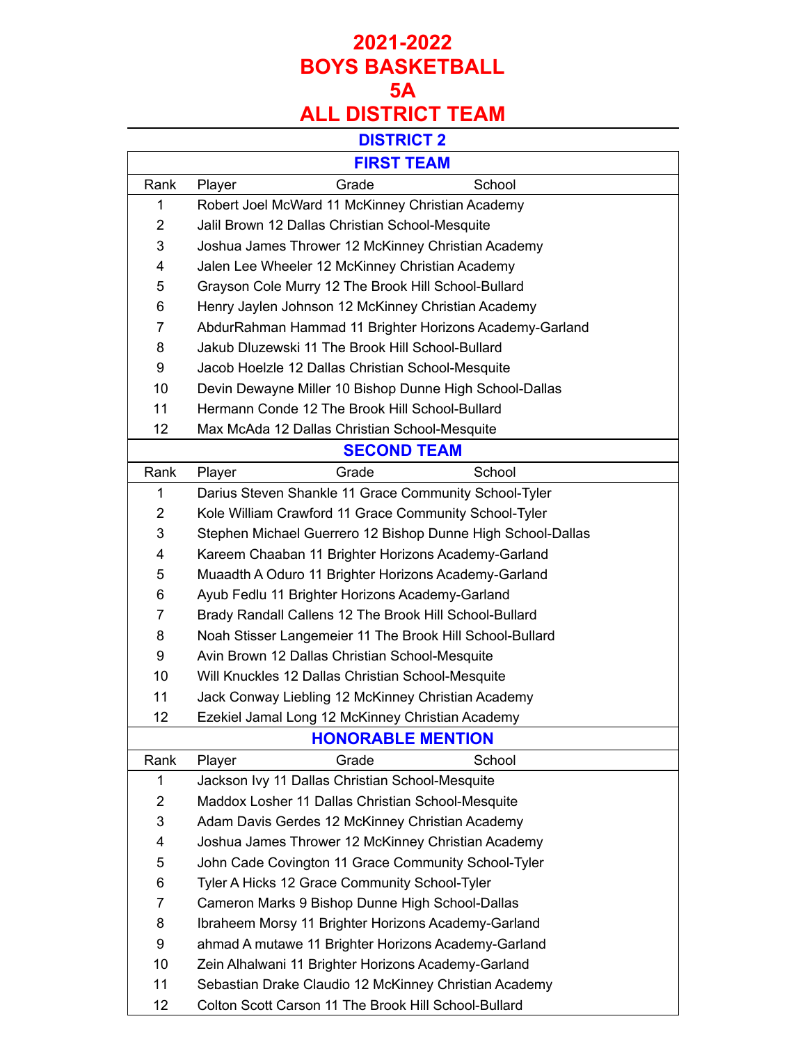# 2021-2022
# BOYS BASKETBALL
# 5A
# ALL DISTRICT TEAM

## DISTRICT 2

### FIRST TEAM

| Rank | Player | Grade | School |
|---|---|---|---|
| 1 | Robert Joel McWard | 11 | McKinney Christian Academy |
| 2 | Jalil Brown | 12 | Dallas Christian School-Mesquite |
| 3 | Joshua James Thrower | 12 | McKinney Christian Academy |
| 4 | Jalen Lee Wheeler | 12 | McKinney Christian Academy |
| 5 | Grayson Cole Murry | 12 | The Brook Hill School-Bullard |
| 6 | Henry Jaylen Johnson | 12 | McKinney Christian Academy |
| 7 | AbdurRahman Hammad | 11 | Brighter Horizons Academy-Garland |
| 8 | Jakub Dluzewski | 11 | The Brook Hill School-Bullard |
| 9 | Jacob Hoelzle | 12 | Dallas Christian School-Mesquite |
| 10 | Devin Dewayne Miller | 10 | Bishop Dunne High School-Dallas |
| 11 | Hermann Conde | 12 | The Brook Hill School-Bullard |
| 12 | Max McAda | 12 | Dallas Christian School-Mesquite |

### SECOND TEAM

| Rank | Player | Grade | School |
|---|---|---|---|
| 1 | Darius Steven Shankle | 11 | Grace Community School-Tyler |
| 2 | Kole William Crawford | 11 | Grace Community School-Tyler |
| 3 | Stephen Michael Guerrero | 12 | Bishop Dunne High School-Dallas |
| 4 | Kareem Chaaban | 11 | Brighter Horizons Academy-Garland |
| 5 | Muaadth A Oduro | 11 | Brighter Horizons Academy-Garland |
| 6 | Ayub Fedlu | 11 | Brighter Horizons Academy-Garland |
| 7 | Brady Randall Callens | 12 | The Brook Hill School-Bullard |
| 8 | Noah Stisser Langemeier | 11 | The Brook Hill School-Bullard |
| 9 | Avin Brown | 12 | Dallas Christian School-Mesquite |
| 10 | Will Knuckles | 12 | Dallas Christian School-Mesquite |
| 11 | Jack Conway Liebling | 12 | McKinney Christian Academy |
| 12 | Ezekiel Jamal Long | 12 | McKinney Christian Academy |

### HONORABLE MENTION

| Rank | Player | Grade | School |
|---|---|---|---|
| 1 | Jackson Ivy | 11 | Dallas Christian School-Mesquite |
| 2 | Maddox Losher | 11 | Dallas Christian School-Mesquite |
| 3 | Adam Davis Gerdes | 12 | McKinney Christian Academy |
| 4 | Joshua James Thrower | 12 | McKinney Christian Academy |
| 5 | John Cade Covington | 11 | Grace Community School-Tyler |
| 6 | Tyler A Hicks | 12 | Grace Community School-Tyler |
| 7 | Cameron Marks | 9 | Bishop Dunne High School-Dallas |
| 8 | Ibraheem Morsy | 11 | Brighter Horizons Academy-Garland |
| 9 | ahmad A mutawe | 11 | Brighter Horizons Academy-Garland |
| 10 | Zein Alhalwani | 11 | Brighter Horizons Academy-Garland |
| 11 | Sebastian Drake Claudio | 12 | McKinney Christian Academy |
| 12 | Colton Scott Carson | 11 | The Brook Hill School-Bullard |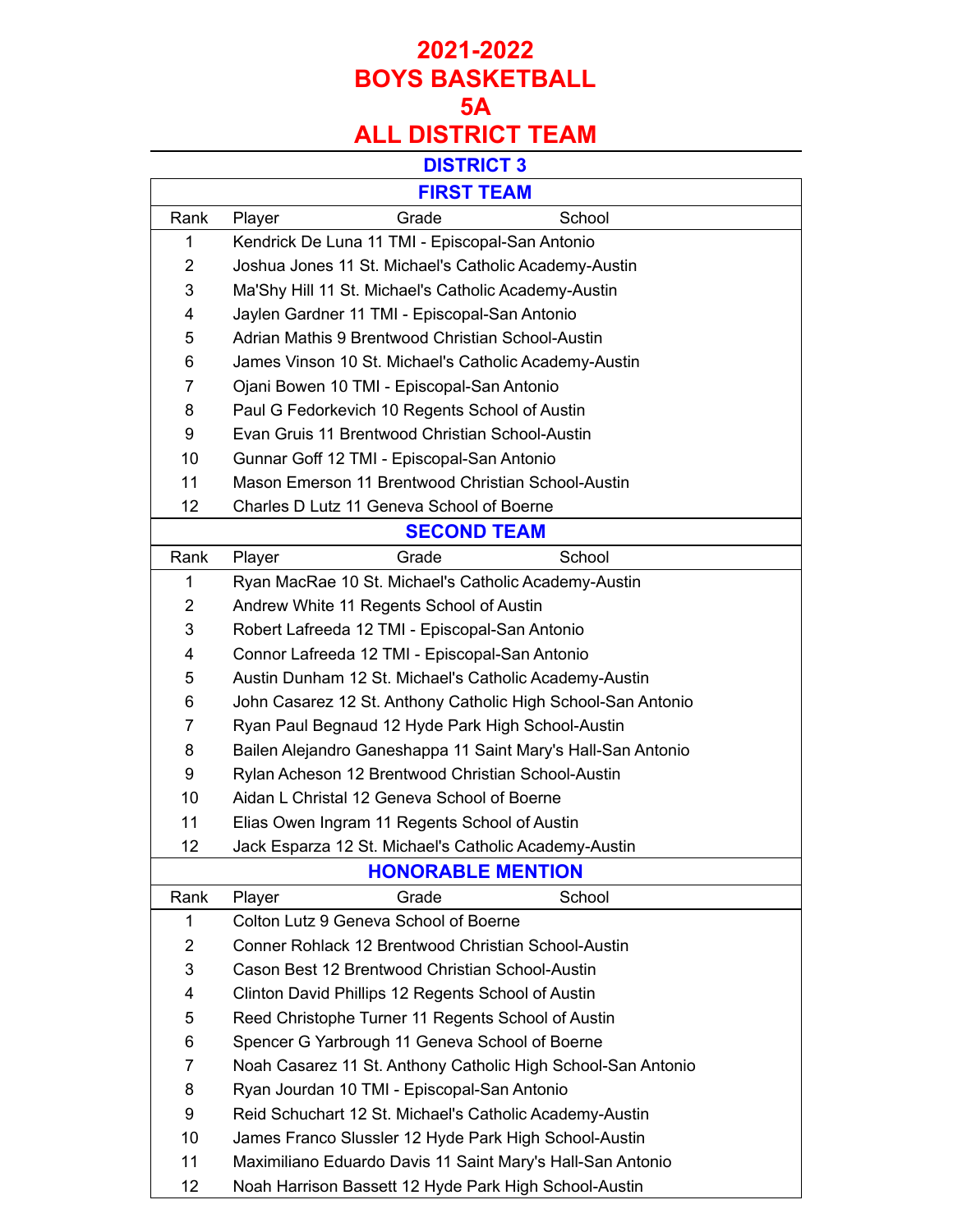# 2021-2022
# BOYS BASKETBALL
# 5A
# ALL DISTRICT TEAM

## DISTRICT 3

### FIRST TEAM

| Rank | Player | Grade | School |
|---|---|---|---|
| 1 | Kendrick De Luna | 11 | TMI - Episcopal-San Antonio |
| 2 | Joshua Jones | 11 | St. Michael's Catholic Academy-Austin |
| 3 | Ma'Shy Hill | 11 | St. Michael's Catholic Academy-Austin |
| 4 | Jaylen Gardner | 11 | TMI - Episcopal-San Antonio |
| 5 | Adrian Mathis | 9 | Brentwood Christian School-Austin |
| 6 | James Vinson | 10 | St. Michael's Catholic Academy-Austin |
| 7 | Ojani Bowen | 10 | TMI - Episcopal-San Antonio |
| 8 | Paul G Fedorkevich | 10 | Regents School of Austin |
| 9 | Evan Gruis | 11 | Brentwood Christian School-Austin |
| 10 | Gunnar Goff | 12 | TMI - Episcopal-San Antonio |
| 11 | Mason Emerson | 11 | Brentwood Christian School-Austin |
| 12 | Charles D Lutz | 11 | Geneva School of Boerne |

### SECOND TEAM

| Rank | Player | Grade | School |
|---|---|---|---|
| 1 | Ryan MacRae | 10 | St. Michael's Catholic Academy-Austin |
| 2 | Andrew White | 11 | Regents School of Austin |
| 3 | Robert Lafreeda | 12 | TMI - Episcopal-San Antonio |
| 4 | Connor Lafreeda | 12 | TMI - Episcopal-San Antonio |
| 5 | Austin Dunham | 12 | St. Michael's Catholic Academy-Austin |
| 6 | John Casarez | 12 | St. Anthony Catholic High School-San Antonio |
| 7 | Ryan Paul Begnaud | 12 | Hyde Park High School-Austin |
| 8 | Bailen Alejandro Ganeshappa | 11 | Saint Mary's Hall-San Antonio |
| 9 | Rylan Acheson | 12 | Brentwood Christian School-Austin |
| 10 | Aidan L Christal | 12 | Geneva School of Boerne |
| 11 | Elias Owen Ingram | 11 | Regents School of Austin |
| 12 | Jack Esparza | 12 | St. Michael's Catholic Academy-Austin |

### HONORABLE MENTION

| Rank | Player | Grade | School |
|---|---|---|---|
| 1 | Colton Lutz | 9 | Geneva School of Boerne |
| 2 | Conner Rohlack | 12 | Brentwood Christian School-Austin |
| 3 | Cason Best | 12 | Brentwood Christian School-Austin |
| 4 | Clinton David Phillips | 12 | Regents School of Austin |
| 5 | Reed Christophe Turner | 11 | Regents School of Austin |
| 6 | Spencer G Yarbrough | 11 | Geneva School of Boerne |
| 7 | Noah Casarez | 11 | St. Anthony Catholic High School-San Antonio |
| 8 | Ryan Jourdan | 10 | TMI - Episcopal-San Antonio |
| 9 | Reid Schuchart | 12 | St. Michael's Catholic Academy-Austin |
| 10 | James Franco Slussler | 12 | Hyde Park High School-Austin |
| 11 | Maximiliano Eduardo Davis | 11 | Saint Mary's Hall-San Antonio |
| 12 | Noah Harrison Bassett | 12 | Hyde Park High School-Austin |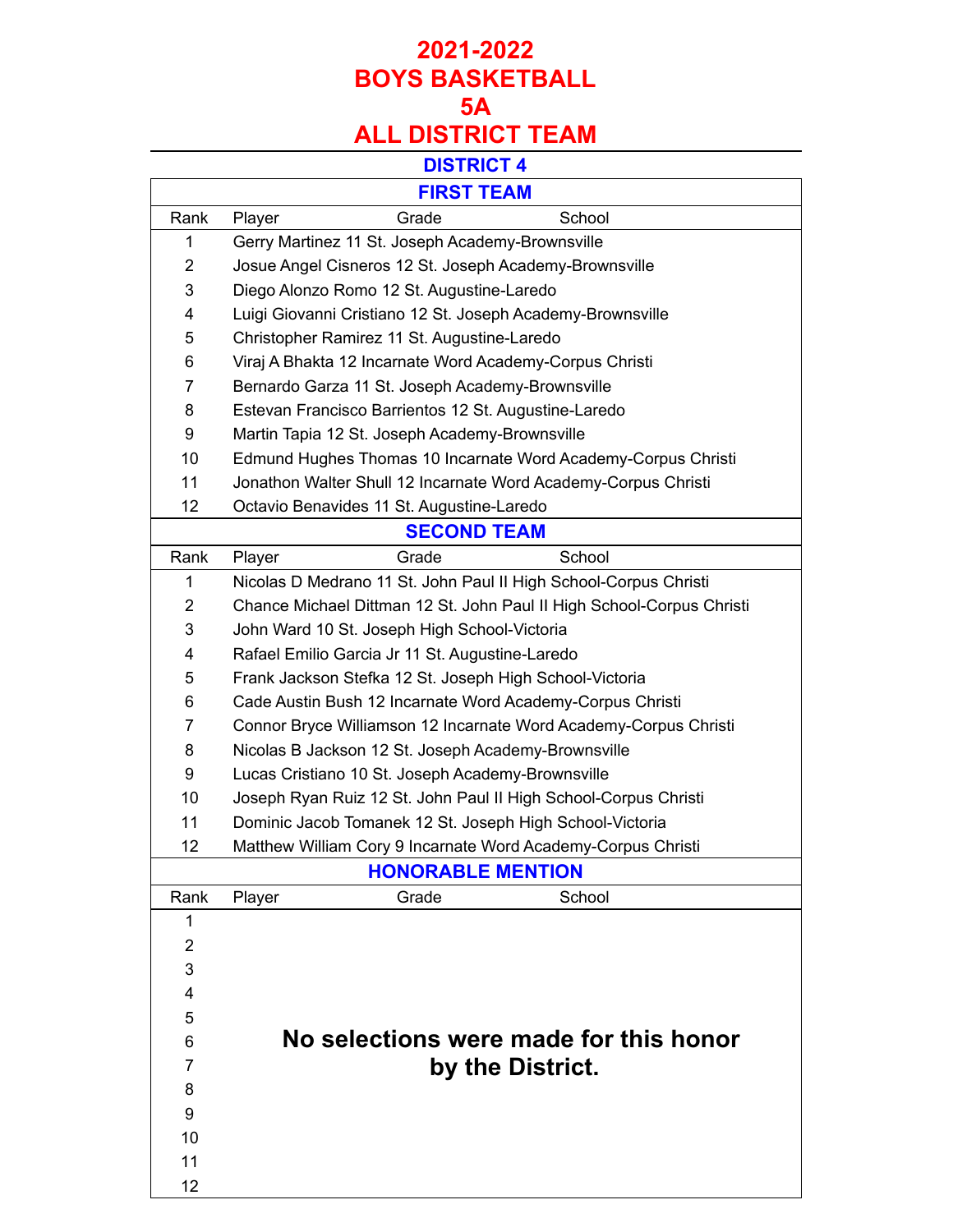# 2021-2022
# BOYS BASKETBALL
# 5A
# ALL DISTRICT TEAM

## DISTRICT 4

### FIRST TEAM

| Rank | Player | Grade | School |
|---|---|---|---|
| 1 | Gerry Martinez | 11 | St. Joseph Academy-Brownsville |
| 2 | Josue Angel Cisneros | 12 | St. Joseph Academy-Brownsville |
| 3 | Diego Alonzo Romo | 12 | St. Augustine-Laredo |
| 4 | Luigi Giovanni Cristiano | 12 | St. Joseph Academy-Brownsville |
| 5 | Christopher Ramirez | 11 | St. Augustine-Laredo |
| 6 | Viraj A Bhakta | 12 | Incarnate Word Academy-Corpus Christi |
| 7 | Bernardo Garza | 11 | St. Joseph Academy-Brownsville |
| 8 | Estevan Francisco Barrientos | 12 | St. Augustine-Laredo |
| 9 | Martin Tapia | 12 | St. Joseph Academy-Brownsville |
| 10 | Edmund Hughes Thomas | 10 | Incarnate Word Academy-Corpus Christi |
| 11 | Jonathon Walter Shull | 12 | Incarnate Word Academy-Corpus Christi |
| 12 | Octavio Benavides | 11 | St. Augustine-Laredo |

### SECOND TEAM

| Rank | Player | Grade | School |
|---|---|---|---|
| 1 | Nicolas D Medrano | 11 | St. John Paul II High School-Corpus Christi |
| 2 | Chance Michael Dittman | 12 | St. John Paul II High School-Corpus Christi |
| 3 | John Ward | 10 | St. Joseph High School-Victoria |
| 4 | Rafael Emilio Garcia Jr | 11 | St. Augustine-Laredo |
| 5 | Frank Jackson Stefka | 12 | St. Joseph High School-Victoria |
| 6 | Cade Austin Bush | 12 | Incarnate Word Academy-Corpus Christi |
| 7 | Connor Bryce Williamson | 12 | Incarnate Word Academy-Corpus Christi |
| 8 | Nicolas B Jackson | 12 | St. Joseph Academy-Brownsville |
| 9 | Lucas Cristiano | 10 | St. Joseph Academy-Brownsville |
| 10 | Joseph Ryan Ruiz | 12 | St. John Paul II High School-Corpus Christi |
| 11 | Dominic Jacob Tomanek | 12 | St. Joseph High School-Victoria |
| 12 | Matthew William Cory | 9 | Incarnate Word Academy-Corpus Christi |

### HONORABLE MENTION

| Rank | Player | Grade | School |
|---|---|---|---|
| 1 | | | |
| 2 | | | |
| 3 | | | |
| 4 | | | |
| 5 | | | |
| 6 | | | |
| 7 | | | |
| 8 | | | |
| 9 | | | |
| 10 | | | |
| 11 | | | |
| 12 | | | |

**No selections were made for this honor by the District.**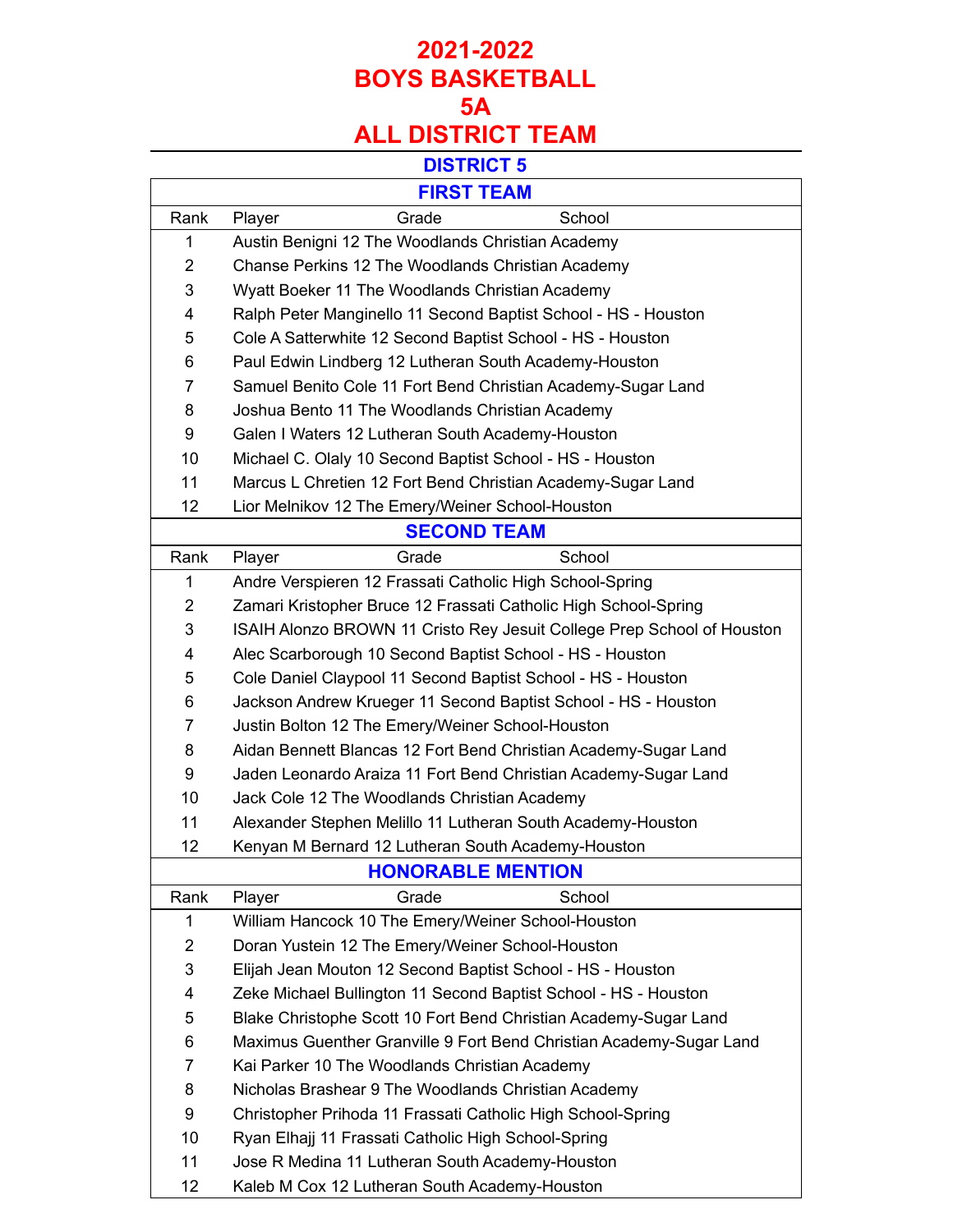# 2021-2022
# BOYS BASKETBALL
# 5A
# ALL DISTRICT TEAM

## DISTRICT 5

### FIRST TEAM

| Rank | Player | Grade | School |
|---|---|---|---|
| 1 | Austin Benigni | 12 | The Woodlands Christian Academy |
| 2 | Chanse Perkins | 12 | The Woodlands Christian Academy |
| 3 | Wyatt Boeker | 11 | The Woodlands Christian Academy |
| 4 | Ralph Peter Manginello | 11 | Second Baptist School - HS - Houston |
| 5 | Cole A Satterwhite | 12 | Second Baptist School - HS - Houston |
| 6 | Paul Edwin Lindberg | 12 | Lutheran South Academy-Houston |
| 7 | Samuel Benito Cole | 11 | Fort Bend Christian Academy-Sugar Land |
| 8 | Joshua Bento | 11 | The Woodlands Christian Academy |
| 9 | Galen I Waters | 12 | Lutheran South Academy-Houston |
| 10 | Michael C. Olaly | 10 | Second Baptist School - HS - Houston |
| 11 | Marcus L Chretien | 12 | Fort Bend Christian Academy-Sugar Land |
| 12 | Lior Melnikov | 12 | The Emery/Weiner School-Houston |

### SECOND TEAM

| Rank | Player | Grade | School |
|---|---|---|---|
| 1 | Andre Verspieren | 12 | Frassati Catholic High School-Spring |
| 2 | Zamari Kristopher Bruce | 12 | Frassati Catholic High School-Spring |
| 3 | ISAIH Alonzo BROWN | 11 | Cristo Rey Jesuit College Prep School of Houston |
| 4 | Alec Scarborough | 10 | Second Baptist School - HS - Houston |
| 5 | Cole Daniel Claypool | 11 | Second Baptist School - HS - Houston |
| 6 | Jackson Andrew Krueger | 11 | Second Baptist School - HS - Houston |
| 7 | Justin Bolton | 12 | The Emery/Weiner School-Houston |
| 8 | Aidan Bennett Blancas | 12 | Fort Bend Christian Academy-Sugar Land |
| 9 | Jaden Leonardo Araiza | 11 | Fort Bend Christian Academy-Sugar Land |
| 10 | Jack Cole | 12 | The Woodlands Christian Academy |
| 11 | Alexander Stephen Melillo | 11 | Lutheran South Academy-Houston |
| 12 | Kenyan M Bernard | 12 | Lutheran South Academy-Houston |

### HONORABLE MENTION

| Rank | Player | Grade | School |
|---|---|---|---|
| 1 | William Hancock | 10 | The Emery/Weiner School-Houston |
| 2 | Doran Yustein | 12 | The Emery/Weiner School-Houston |
| 3 | Elijah Jean Mouton | 12 | Second Baptist School - HS - Houston |
| 4 | Zeke Michael Bullington | 11 | Second Baptist School - HS - Houston |
| 5 | Blake Christophe Scott | 10 | Fort Bend Christian Academy-Sugar Land |
| 6 | Maximus Guenther Granville | 9 | Fort Bend Christian Academy-Sugar Land |
| 7 | Kai Parker | 10 | The Woodlands Christian Academy |
| 8 | Nicholas Brashear | 9 | The Woodlands Christian Academy |
| 9 | Christopher Prihoda | 11 | Frassati Catholic High School-Spring |
| 10 | Ryan Elhajj | 11 | Frassati Catholic High School-Spring |
| 11 | Jose R Medina | 11 | Lutheran South Academy-Houston |
| 12 | Kaleb M Cox | 12 | Lutheran South Academy-Houston |